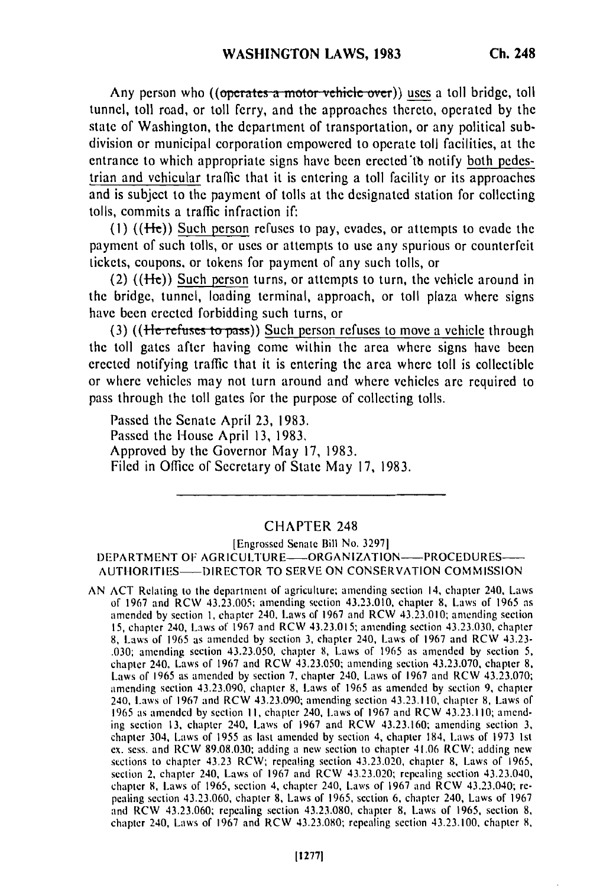Any person who ((~~operates a motor vehicle over~~)) uses a toll bridge, toll tunnel, toll road, or toll ferry, and the approaches thereto, operated by the state of Washington, the department of transportation, or any political subdivision or municipal corporation empowered to operate toll facilities, at the entrance to which appropriate signs have been erected to notify both pedestrian and vehicular traffic that it is entering a toll facility or its approaches and is subject to the payment of tolls at the designated station for collecting tolls, commits a traffic infraction if:

(1) ((~~He~~)) Such person refuses to pay, evades, or attempts to evade the payment of such tolls, or uses or attempts to use any spurious or counterfeit tickets, coupons, or tokens for payment of any such tolls, or

(2) ((~~He~~)) Such person turns, or attempts to turn, the vehicle around in the bridge, tunnel, loading terminal, approach, or toll plaza where signs have been erected forbidding such turns, or

(3) ((~~He refuses to pass~~)) Such person refuses to move a vehicle through the toll gates after having come within the area where signs have been erected notifying traffic that it is entering the area where toll is collectible or where vehicles may not turn around and where vehicles are required to pass through the toll gates for the purpose of collecting tolls.

Passed the Senate April 23, 1983.
Passed the House April 13, 1983.
Approved by the Governor May 17, 1983.
Filed in Office of Secretary of State May 17, 1983.

---

## CHAPTER 248

[Engrossed Senate Bill No. 3297]

DEPARTMENT OF AGRICULTURE——ORGANIZATION——PROCEDURES——AUTHORITIES——DIRECTOR TO SERVE ON CONSERVATION COMMISSION

AN ACT Relating to the department of agriculture; amending section 14, chapter 240, Laws of 1967 and RCW 43.23.005; amending section 43.23.010, chapter 8, Laws of 1965 as amended by section 1, chapter 240, Laws of 1967 and RCW 43.23.010; amending section 15, chapter 240, Laws of 1967 and RCW 43.23.015; amending section 43.23.030, chapter 8, Laws of 1965 as amended by section 3, chapter 240, Laws of 1967 and RCW 43.23.030; amending section 43.23.050, chapter 8, Laws of 1965 as amended by section 5, chapter 240, Laws of 1967 and RCW 43.23.050; amending section 43.23.070, chapter 8, Laws of 1965 as amended by section 7, chapter 240, Laws of 1967 and RCW 43.23.070; amending section 43.23.090, chapter 8, Laws of 1965 as amended by section 9, chapter 240, Laws of 1967 and RCW 43.23.090; amending section 43.23.110, chapter 8, Laws of 1965 as amended by section 11, chapter 240, Laws of 1967 and RCW 43.23.110; amending section 13, chapter 240, Laws of 1967 and RCW 43.23.160; amending section 3, chapter 304, Laws of 1955 as last amended by section 4, chapter 184, Laws of 1973 1st ex. sess. and RCW 89.08.030; adding a new section to chapter 41.06 RCW; adding new sections to chapter 43.23 RCW; repealing section 43.23.020, chapter 8, Laws of 1965, section 2, chapter 240, Laws of 1967 and RCW 43.23.020; repealing section 43.23.040, chapter 8, Laws of 1965, section 4, chapter 240, Laws of 1967 and RCW 43.23.040; repealing section 43.23.060, chapter 8, Laws of 1965, section 6, chapter 240, Laws of 1967 and RCW 43.23.060; repealing section 43.23.080, chapter 8, Laws of 1965, section 8, chapter 240, Laws of 1967 and RCW 43.23.080; repealing section 43.23.100, chapter 8,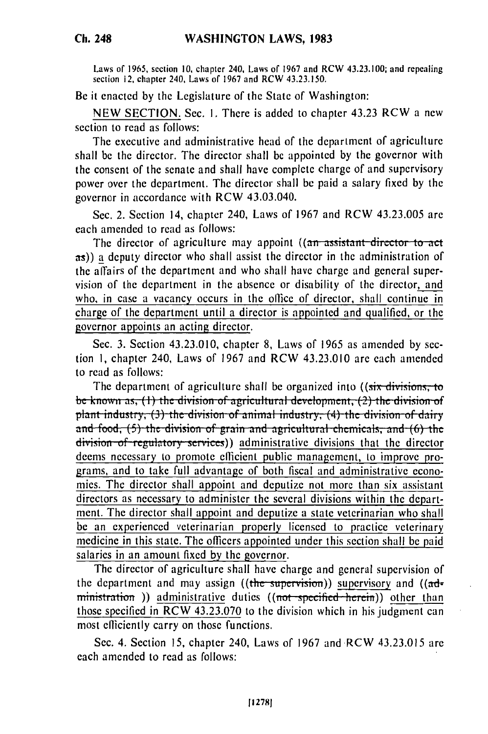Laws of 1965, section 10, chapter 240, Laws of 1967 and RCW 43.23.100; and repealing section 12, chapter 240, Laws of 1967 and RCW 43.23.150.

Be it enacted by the Legislature of the State of Washington:

NEW SECTION. Sec. 1. There is added to chapter 43.23 RCW a new section to read as follows:

The executive and administrative head of the department of agriculture shall be the director. The director shall be appointed by the governor with the consent of the senate and shall have complete charge of and supervisory power over the department. The director shall be paid a salary fixed by the governor in accordance with RCW 43.03.040.

Sec. 2. Section 14, chapter 240, Laws of 1967 and RCW 43.23.005 are each amended to read as follows:

The director of agriculture may appoint ((~~an assistant director to act as~~)) a deputy director who shall assist the director in the administration of the affairs of the department and who shall have charge and general supervision of the department in the absence or disability of the director, and who, in case a vacancy occurs in the office of director, shall continue in charge of the department until a director is appointed and qualified, or the governor appoints an acting director.

Sec. 3. Section 43.23.010, chapter 8, Laws of 1965 as amended by section 1, chapter 240, Laws of 1967 and RCW 43.23.010 are each amended to read as follows:

The department of agriculture shall be organized into ((~~six divisions, to be known as, (1) the division of agricultural development, (2) the division of plant industry, (3) the division of animal industry, (4) the division of dairy and food, (5) the division of grain and agricultural chemicals, and (6) the division of regulatory services~~)) administrative divisions that the director deems necessary to promote efficient public management, to improve programs, and to take full advantage of both fiscal and administrative economies. The director shall appoint and deputize not more than six assistant directors as necessary to administer the several divisions within the department. The director shall appoint and deputize a state veterinarian who shall be an experienced veterinarian properly licensed to practice veterinary medicine in this state. The officers appointed under this section shall be paid salaries in an amount fixed by the governor.

The director of agriculture shall have charge and general supervision of the department and may assign ((~~the supervision~~)) supervisory and ((~~administration~~ )) administrative duties ((~~not specified herein~~)) other than those specified in RCW 43.23.070 to the division which in his judgment can most efficiently carry on those functions.

Sec. 4. Section 15, chapter 240, Laws of 1967 and RCW 43.23.015 are each amended to read as follows: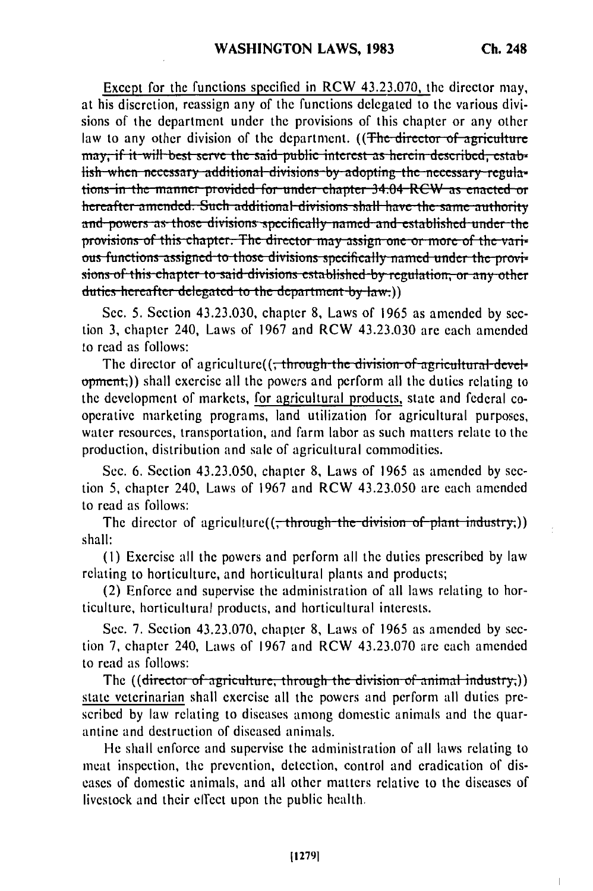Except for the functions specified in RCW 43.23.070, the director may, at his discretion, reassign any of the functions delegated to the various divisions of the department under the provisions of this chapter or any other law to any other division of the department. ((~~The director of agriculture may, if it will best serve the said public interest as herein described, establish when necessary additional divisions by adopting the necessary regulations in the manner provided for under chapter 34.04 RCW as enacted or hereafter amended. Such additional divisions shall have the same authority and powers as those divisions specifically named and established under the provisions of this chapter. The director may assign one or more of the various functions assigned to those divisions specifically named under the provisions of this chapter to said divisions established by regulation, or any other duties hereafter delegated to the department by law.~~))

Sec. 5. Section 43.23.030, chapter 8, Laws of 1965 as amended by section 3, chapter 240, Laws of 1967 and RCW 43.23.030 are each amended to read as follows:

The director of agriculture((~~, through the division of agricultural development,~~)) shall exercise all the powers and perform all the duties relating to the development of markets, for agricultural products, state and federal cooperative marketing programs, land utilization for agricultural purposes, water resources, transportation, and farm labor as such matters relate to the production, distribution and sale of agricultural commodities.

Sec. 6. Section 43.23.050, chapter 8, Laws of 1965 as amended by section 5, chapter 240, Laws of 1967 and RCW 43.23.050 are each amended to read as follows:

The director of agriculture((~~, through the division of plant industry,~~)) shall:

(1) Exercise all the powers and perform all the duties prescribed by law relating to horticulture, and horticultural plants and products;

(2) Enforce and supervise the administration of all laws relating to horticulture, horticultural products, and horticultural interests.

Sec. 7. Section 43.23.070, chapter 8, Laws of 1965 as amended by section 7, chapter 240, Laws of 1967 and RCW 43.23.070 are each amended to read as follows:

The ((~~director of agriculture, through the division of animal industry,~~)) state veterinarian shall exercise all the powers and perform all duties prescribed by law relating to diseases among domestic animals and the quarantine and destruction of diseased animals.

He shall enforce and supervise the administration of all laws relating to meat inspection, the prevention, detection, control and eradication of diseases of domestic animals, and all other matters relative to the diseases of livestock and their effect upon the public health.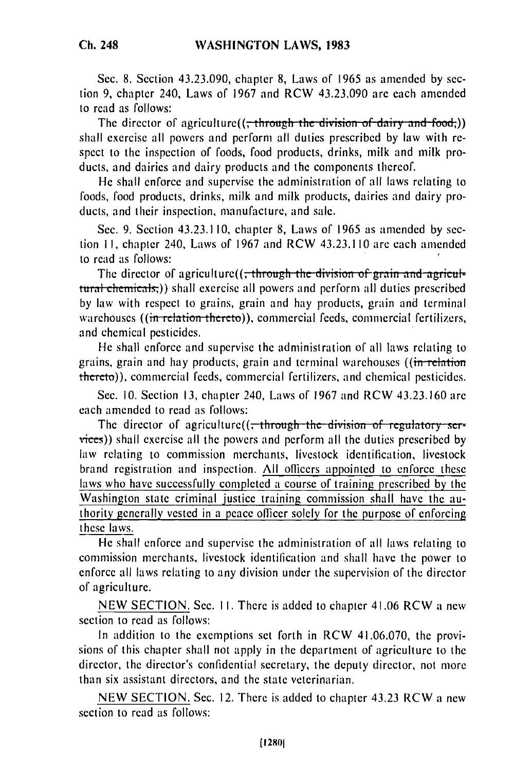Sec. 8. Section 43.23.090, chapter 8, Laws of 1965 as amended by section 9, chapter 240, Laws of 1967 and RCW 43.23.090 are each amended to read as follows:

The director of agriculture((~~, through the division of dairy and food,~~)) shall exercise all powers and perform all duties prescribed by law with respect to the inspection of foods, food products, drinks, milk and milk products, and dairies and dairy products and the components thereof.

He shall enforce and supervise the administration of all laws relating to foods, food products, drinks, milk and milk products, dairies and dairy products, and their inspection, manufacture, and sale.

Sec. 9. Section 43.23.110, chapter 8, Laws of 1965 as amended by section 11, chapter 240, Laws of 1967 and RCW 43.23.110 are each amended to read as follows:

The director of agriculture((~~, through the division of grain and agricultural chemicals,~~)) shall exercise all powers and perform all duties prescribed by law with respect to grains, grain and hay products, grain and terminal warehouses ((~~in relation thereto~~)), commercial feeds, commercial fertilizers, and chemical pesticides.

He shall enforce and supervise the administration of all laws relating to grains, grain and hay products, grain and terminal warehouses ((~~in relation thereto~~)), commercial feeds, commercial fertilizers, and chemical pesticides.

Sec. 10. Section 13, chapter 240, Laws of 1967 and RCW 43.23.160 are each amended to read as follows:

The director of agriculture((~~, through the division of regulatory services~~)) shall exercise all the powers and perform all the duties prescribed by law relating to commission merchants, livestock identification, livestock brand registration and inspection. <u>All officers appointed to enforce these laws who have successfully completed a course of training prescribed by the Washington state criminal justice training commission shall have the authority generally vested in a peace officer solely for the purpose of enforcing these laws.</u>

He shall enforce and supervise the administration of all laws relating to commission merchants, livestock identification and shall have the power to enforce all laws relating to any division under the supervision of the director of agriculture.

<u>NEW SECTION.</u> Sec. 11. There is added to chapter 41.06 RCW a new section to read as follows:

In addition to the exemptions set forth in RCW 41.06.070, the provisions of this chapter shall not apply in the department of agriculture to the director, the director's confidential secretary, the deputy director, not more than six assistant directors, and the state veterinarian.

<u>NEW SECTION.</u> Sec. 12. There is added to chapter 43.23 RCW a new section to read as follows: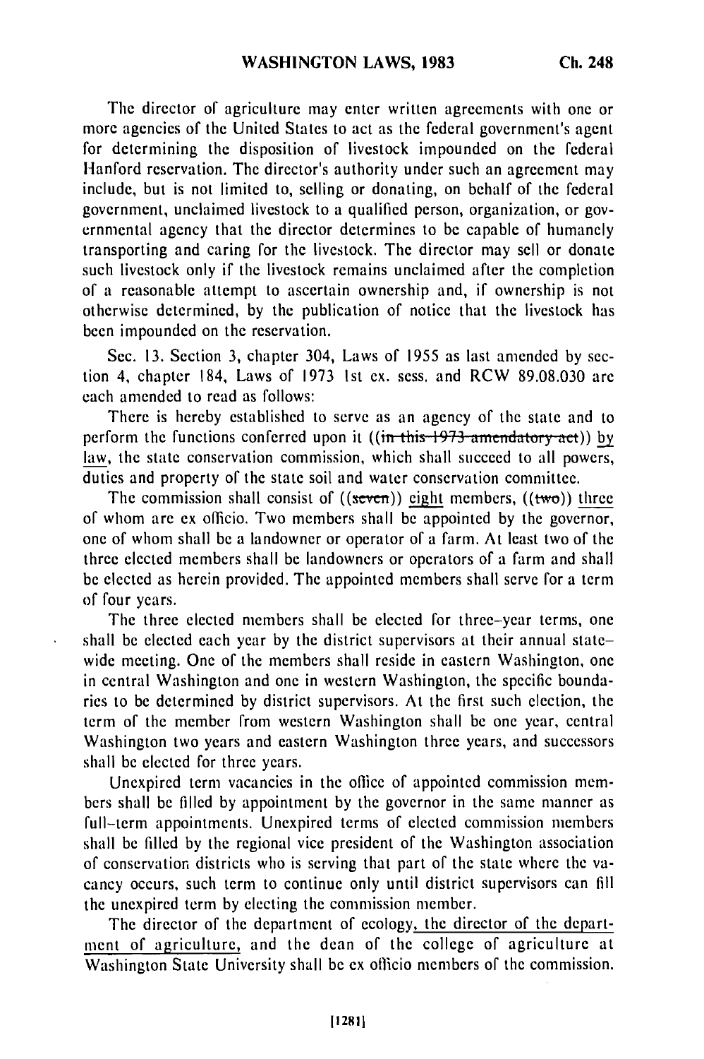The director of agriculture may enter written agreements with one or more agencies of the United States to act as the federal government's agent for determining the disposition of livestock impounded on the federal Hanford reservation. The director's authority under such an agreement may include, but is not limited to, selling or donating, on behalf of the federal government, unclaimed livestock to a qualified person, organization, or governmental agency that the director determines to be capable of humanely transporting and caring for the livestock. The director may sell or donate such livestock only if the livestock remains unclaimed after the completion of a reasonable attempt to ascertain ownership and, if ownership is not otherwise determined, by the publication of notice that the livestock has been impounded on the reservation.

Sec. 13. Section 3, chapter 304, Laws of 1955 as last amended by section 4, chapter 184, Laws of 1973 1st ex. sess. and RCW 89.08.030 are each amended to read as follows:

There is hereby established to serve as an agency of the state and to perform the functions conferred upon it ((~~in this 1973 amendatory act~~)) by law, the state conservation commission, which shall succeed to all powers, duties and property of the state soil and water conservation committee.

The commission shall consist of ((~~seven~~)) eight members, ((~~two~~)) three of whom are ex officio. Two members shall be appointed by the governor, one of whom shall be a landowner or operator of a farm. At least two of the three elected members shall be landowners or operators of a farm and shall be elected as herein provided. The appointed members shall serve for a term of four years.

The three elected members shall be elected for three-year terms, one shall be elected each year by the district supervisors at their annual statewide meeting. One of the members shall reside in eastern Washington, one in central Washington and one in western Washington, the specific boundaries to be determined by district supervisors. At the first such election, the term of the member from western Washington shall be one year, central Washington two years and eastern Washington three years, and successors shall be elected for three years.

Unexpired term vacancies in the office of appointed commission members shall be filled by appointment by the governor in the same manner as full-term appointments. Unexpired terms of elected commission members shall be filled by the regional vice president of the Washington association of conservation districts who is serving that part of the state where the vacancy occurs, such term to continue only until district supervisors can fill the unexpired term by electing the commission member.

The director of the department of ecology, the director of the department of agriculture, and the dean of the college of agriculture at Washington State University shall be ex officio members of the commission.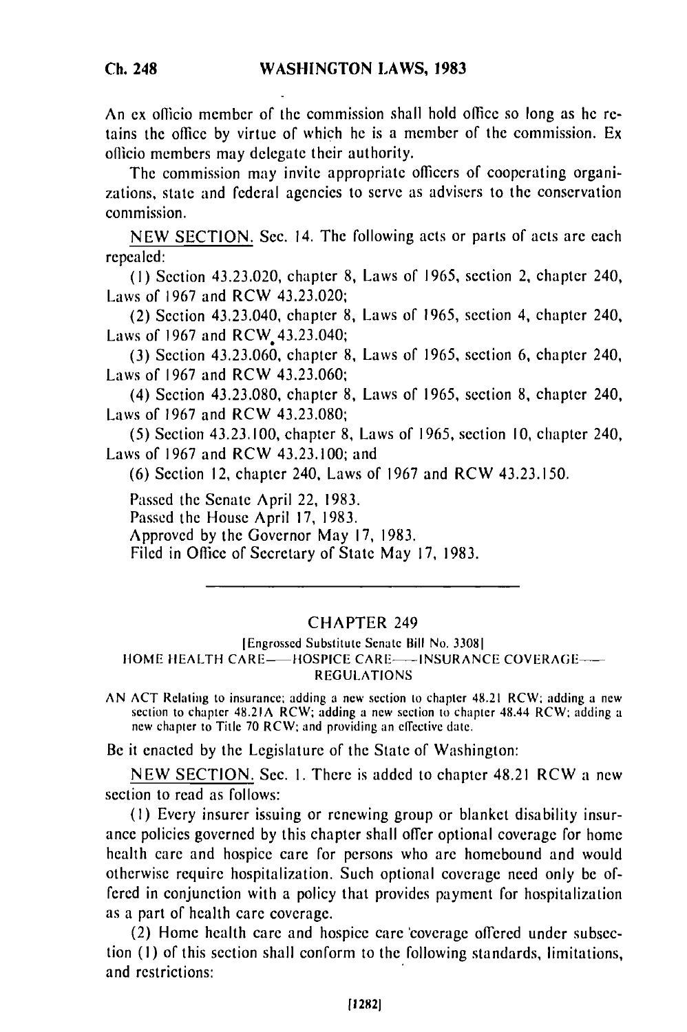An ex officio member of the commission shall hold office so long as he retains the office by virtue of which he is a member of the commission. Ex officio members may delegate their authority.

The commission may invite appropriate officers of cooperating organizations, state and federal agencies to serve as advisers to the conservation commission.

NEW SECTION. Sec. 14. The following acts or parts of acts are each repealed:

(1) Section 43.23.020, chapter 8, Laws of 1965, section 2, chapter 240, Laws of 1967 and RCW 43.23.020;

(2) Section 43.23.040, chapter 8, Laws of 1965, section 4, chapter 240, Laws of 1967 and RCW 43.23.040;

(3) Section 43.23.060, chapter 8, Laws of 1965, section 6, chapter 240, Laws of 1967 and RCW 43.23.060;

(4) Section 43.23.080, chapter 8, Laws of 1965, section 8, chapter 240, Laws of 1967 and RCW 43.23.080;

(5) Section 43.23.100, chapter 8, Laws of 1965, section 10, chapter 240, Laws of 1967 and RCW 43.23.100; and

(6) Section 12, chapter 240, Laws of 1967 and RCW 43.23.150.

Passed the Senate April 22, 1983.
Passed the House April 17, 1983.
Approved by the Governor May 17, 1983.
Filed in Office of Secretary of State May 17, 1983.

---

## CHAPTER 249

[Engrossed Substitute Senate Bill No. 3308]

HOME HEALTH CARE—HOSPICE CARE—INSURANCE COVERAGE—REGULATIONS

AN ACT Relating to insurance; adding a new section to chapter 48.21 RCW; adding a new section to chapter 48.21A RCW; adding a new section to chapter 48.44 RCW; adding a new chapter to Title 70 RCW; and providing an effective date.

Be it enacted by the Legislature of the State of Washington:

NEW SECTION. Sec. 1. There is added to chapter 48.21 RCW a new section to read as follows:

(1) Every insurer issuing or renewing group or blanket disability insurance policies governed by this chapter shall offer optional coverage for home health care and hospice care for persons who are homebound and would otherwise require hospitalization. Such optional coverage need only be offered in conjunction with a policy that provides payment for hospitalization as a part of health care coverage.

(2) Home health care and hospice care coverage offered under subsection (1) of this section shall conform to the following standards, limitations, and restrictions: